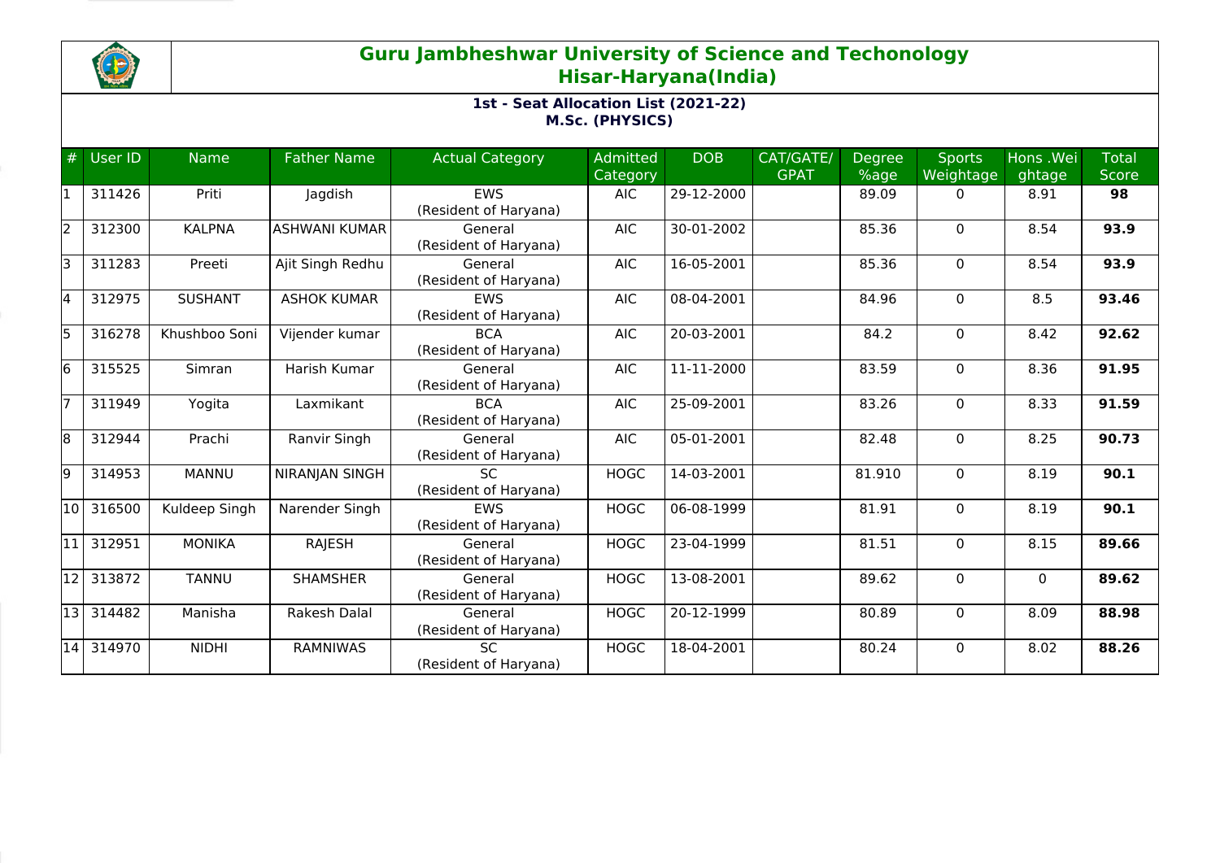# Guru Jambheshwar University of Science and Techonology
## Hisar-Haryana(India)

### 1st - Seat Allocation List (2021-22)
### M.Sc. (PHYSICS)

| # | User ID | Name | Father Name | Actual Category | Admitted Category | DOB | CAT/GATE/ GPAT | Degree %age | Sports Weightage | Hons .Weightage | Total Score |
|---|---|---|---|---|---|---|---|---|---|---|---|
| 1 | 311426 | Priti | Jagdish | EWS (Resident of Haryana) | AIC | 29-12-2000 | | 89.09 | 0 | 8.91 | **98** |
| 2 | 312300 | KALPNA | ASHWANI KUMAR | General (Resident of Haryana) | AIC | 30-01-2002 | | 85.36 | 0 | 8.54 | **93.9** |
| 3 | 311283 | Preeti | Ajit Singh Redhu | General (Resident of Haryana) | AIC | 16-05-2001 | | 85.36 | 0 | 8.54 | **93.9** |
| 4 | 312975 | SUSHANT | ASHOK KUMAR | EWS (Resident of Haryana) | AIC | 08-04-2001 | | 84.96 | 0 | 8.5 | **93.46** |
| 5 | 316278 | Khushboo Soni | Vijender kumar | BCA (Resident of Haryana) | AIC | 20-03-2001 | | 84.2 | 0 | 8.42 | **92.62** |
| 6 | 315525 | Simran | Harish Kumar | General (Resident of Haryana) | AIC | 11-11-2000 | | 83.59 | 0 | 8.36 | **91.95** |
| 7 | 311949 | Yogita | Laxmikant | BCA (Resident of Haryana) | AIC | 25-09-2001 | | 83.26 | 0 | 8.33 | **91.59** |
| 8 | 312944 | Prachi | Ranvir Singh | General (Resident of Haryana) | AIC | 05-01-2001 | | 82.48 | 0 | 8.25 | **90.73** |
| 9 | 314953 | MANNU | NIRANJAN SINGH | SC (Resident of Haryana) | HOGC | 14-03-2001 | | 81.910 | 0 | 8.19 | **90.1** |
| 10 | 316500 | Kuldeep Singh | Narender Singh | EWS (Resident of Haryana) | HOGC | 06-08-1999 | | 81.91 | 0 | 8.19 | **90.1** |
| 11 | 312951 | MONIKA | RAJESH | General (Resident of Haryana) | HOGC | 23-04-1999 | | 81.51 | 0 | 8.15 | **89.66** |
| 12 | 313872 | TANNU | SHAMSHER | General (Resident of Haryana) | HOGC | 13-08-2001 | | 89.62 | 0 | 0 | **89.62** |
| 13 | 314482 | Manisha | Rakesh Dalal | General (Resident of Haryana) | HOGC | 20-12-1999 | | 80.89 | 0 | 8.09 | **88.98** |
| 14 | 314970 | NIDHI | RAMNIWAS | SC (Resident of Haryana) | HOGC | 18-04-2001 | | 80.24 | 0 | 8.02 | **88.26** |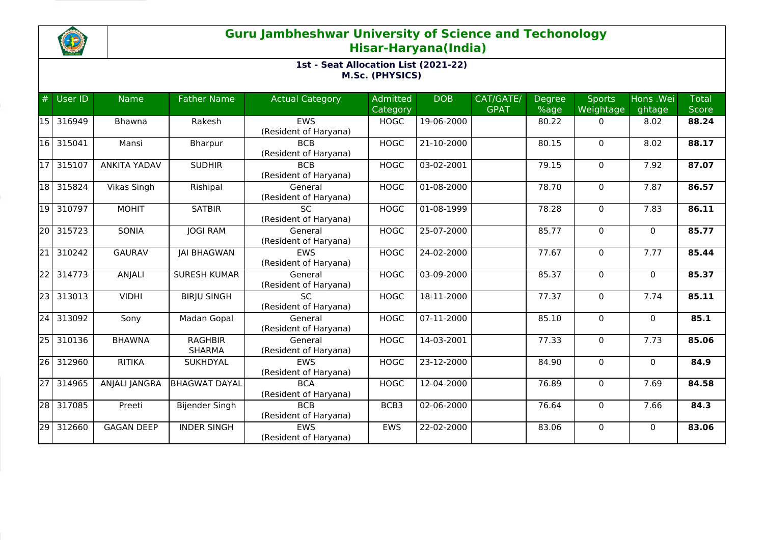# Guru Jambheshwar University of Science and Techonology
## Hisar-Haryana(India)

### 1st - Seat Allocation List (2021-22)
### M.Sc. (PHYSICS)

| # | User ID | Name | Father Name | Actual Category | Admitted Category | DOB | CAT/GATE/ GPAT | Degree %age | Sports Weightage | Hons .Weightage | Total Score |
|---|---|---|---|---|---|---|---|---|---|---|---|
| 15 | 316949 | Bhawna | Rakesh | EWS (Resident of Haryana) | HOGC | 19-06-2000 | | 80.22 | 0 | 8.02 | **88.24** |
| 16 | 315041 | Mansi | Bharpur | BCB (Resident of Haryana) | HOGC | 21-10-2000 | | 80.15 | 0 | 8.02 | **88.17** |
| 17 | 315107 | ANKITA YADAV | SUDHIR | BCB (Resident of Haryana) | HOGC | 03-02-2001 | | 79.15 | 0 | 7.92 | **87.07** |
| 18 | 315824 | Vikas Singh | Rishipal | General (Resident of Haryana) | HOGC | 01-08-2000 | | 78.70 | 0 | 7.87 | **86.57** |
| 19 | 310797 | MOHIT | SATBIR | SC (Resident of Haryana) | HOGC | 01-08-1999 | | 78.28 | 0 | 7.83 | **86.11** |
| 20 | 315723 | SONIA | JOGI RAM | General (Resident of Haryana) | HOGC | 25-07-2000 | | 85.77 | 0 | 0 | **85.77** |
| 21 | 310242 | GAURAV | JAI BHAGWAN | EWS (Resident of Haryana) | HOGC | 24-02-2000 | | 77.67 | 0 | 7.77 | **85.44** |
| 22 | 314773 | ANJALI | SURESH KUMAR | General (Resident of Haryana) | HOGC | 03-09-2000 | | 85.37 | 0 | 0 | **85.37** |
| 23 | 313013 | VIDHI | BIRJU SINGH | SC (Resident of Haryana) | HOGC | 18-11-2000 | | 77.37 | 0 | 7.74 | **85.11** |
| 24 | 313092 | Sony | Madan Gopal | General (Resident of Haryana) | HOGC | 07-11-2000 | | 85.10 | 0 | 0 | **85.1** |
| 25 | 310136 | BHAWNA | RAGHBIR SHARMA | General (Resident of Haryana) | HOGC | 14-03-2001 | | 77.33 | 0 | 7.73 | **85.06** |
| 26 | 312960 | RITIKA | SUKHDYAL | EWS (Resident of Haryana) | HOGC | 23-12-2000 | | 84.90 | 0 | 0 | **84.9** |
| 27 | 314965 | ANJALI JANGRA | BHAGWAT DAYAL | BCA (Resident of Haryana) | HOGC | 12-04-2000 | | 76.89 | 0 | 7.69 | **84.58** |
| 28 | 317085 | Preeti | Bijender Singh | BCB (Resident of Haryana) | BCB3 | 02-06-2000 | | 76.64 | 0 | 7.66 | **84.3** |
| 29 | 312660 | GAGAN DEEP | INDER SINGH | EWS (Resident of Haryana) | EWS | 22-02-2000 | | 83.06 | 0 | 0 | **83.06** |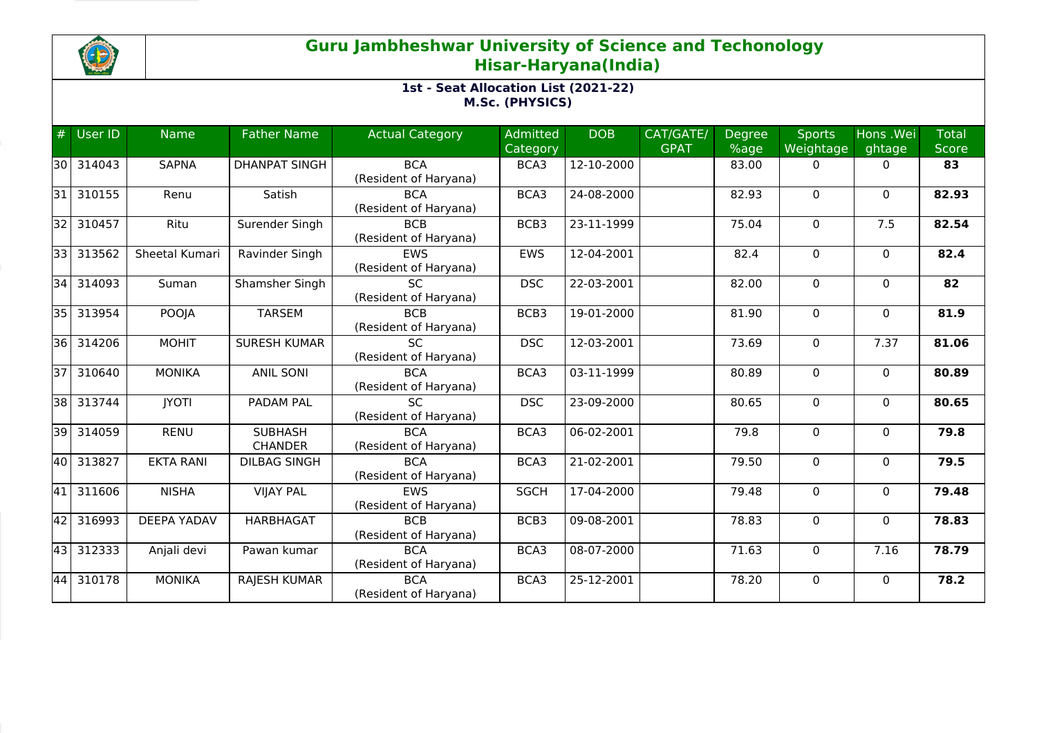# Guru Jambheshwar University of Science and Techonology
## Hisar-Haryana(India)

### 1st - Seat Allocation List (2021-22)
### M.Sc. (PHYSICS)

| # | User ID | Name | Father Name | Actual Category | Admitted Category | DOB | CAT/GATE/GPAT | Degree %age | Sports Weightage | Hons .Weightage | Total Score |
|---|---|---|---|---|---|---|---|---|---|---|---|
| 30 | 314043 | SAPNA | DHANPAT SINGH | BCA (Resident of Haryana) | BCA3 | 12-10-2000 | | 83.00 | 0 | 0 | **83** |
| 31 | 310155 | Renu | Satish | BCA (Resident of Haryana) | BCA3 | 24-08-2000 | | 82.93 | 0 | 0 | **82.93** |
| 32 | 310457 | Ritu | Surender Singh | BCB (Resident of Haryana) | BCB3 | 23-11-1999 | | 75.04 | 0 | 7.5 | **82.54** |
| 33 | 313562 | Sheetal Kumari | Ravinder Singh | EWS (Resident of Haryana) | EWS | 12-04-2001 | | 82.4 | 0 | 0 | **82.4** |
| 34 | 314093 | Suman | Shamsher Singh | SC (Resident of Haryana) | DSC | 22-03-2001 | | 82.00 | 0 | 0 | **82** |
| 35 | 313954 | POOJA | TARSEM | BCB (Resident of Haryana) | BCB3 | 19-01-2000 | | 81.90 | 0 | 0 | **81.9** |
| 36 | 314206 | MOHIT | SURESH KUMAR | SC (Resident of Haryana) | DSC | 12-03-2001 | | 73.69 | 0 | 7.37 | **81.06** |
| 37 | 310640 | MONIKA | ANIL SONI | BCA (Resident of Haryana) | BCA3 | 03-11-1999 | | 80.89 | 0 | 0 | **80.89** |
| 38 | 313744 | JYOTI | PADAM PAL | SC (Resident of Haryana) | DSC | 23-09-2000 | | 80.65 | 0 | 0 | **80.65** |
| 39 | 314059 | RENU | SUBHASH CHANDER | BCA (Resident of Haryana) | BCA3 | 06-02-2001 | | 79.8 | 0 | 0 | **79.8** |
| 40 | 313827 | EKTA RANI | DILBAG SINGH | BCA (Resident of Haryana) | BCA3 | 21-02-2001 | | 79.50 | 0 | 0 | **79.5** |
| 41 | 311606 | NISHA | VIJAY PAL | EWS (Resident of Haryana) | SGCH | 17-04-2000 | | 79.48 | 0 | 0 | **79.48** |
| 42 | 316993 | DEEPA YADAV | HARBHAGAT | BCB (Resident of Haryana) | BCB3 | 09-08-2001 | | 78.83 | 0 | 0 | **78.83** |
| 43 | 312333 | Anjali devi | Pawan kumar | BCA (Resident of Haryana) | BCA3 | 08-07-2000 | | 71.63 | 0 | 7.16 | **78.79** |
| 44 | 310178 | MONIKA | RAJESH KUMAR | BCA (Resident of Haryana) | BCA3 | 25-12-2001 | | 78.20 | 0 | 0 | **78.2** |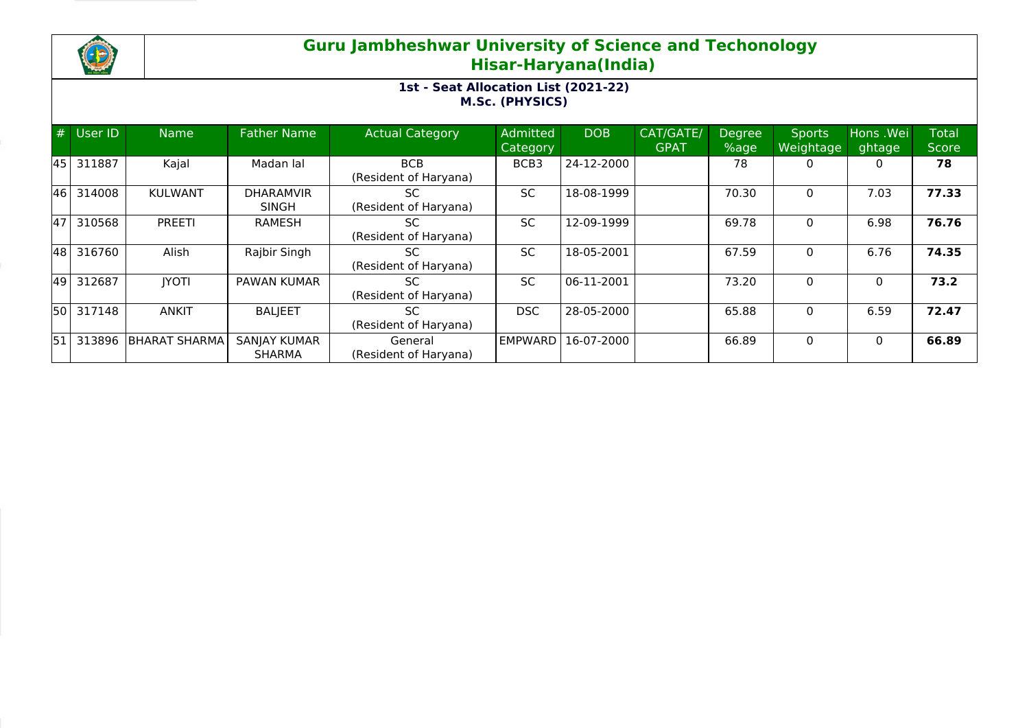# Guru Jambheshwar University of Science and Techonology
## Hisar-Haryana(India)

### 1st - Seat Allocation List (2021-22)
### M.Sc. (PHYSICS)

| # | User ID | Name | Father Name | Actual Category | Admitted Category | DOB | CAT/GATE/ GPAT | Degree %age | Sports Weightage | Hons .Weightage | Total Score |
|---|---|---|---|---|---|---|---|---|---|---|---|
| 45 | 311887 | Kajal | Madan lal | BCB (Resident of Haryana) | BCB3 | 24-12-2000 | | 78 | 0 | 0 | **78** |
| 46 | 314008 | KULWANT | DHARAMVIR SINGH | SC (Resident of Haryana) | SC | 18-08-1999 | | 70.30 | 0 | 7.03 | **77.33** |
| 47 | 310568 | PREETI | RAMESH | SC (Resident of Haryana) | SC | 12-09-1999 | | 69.78 | 0 | 6.98 | **76.76** |
| 48 | 316760 | Alish | Rajbir Singh | SC (Resident of Haryana) | SC | 18-05-2001 | | 67.59 | 0 | 6.76 | **74.35** |
| 49 | 312687 | JYOTI | PAWAN KUMAR | SC (Resident of Haryana) | SC | 06-11-2001 | | 73.20 | 0 | 0 | **73.2** |
| 50 | 317148 | ANKIT | BALJEET | SC (Resident of Haryana) | DSC | 28-05-2000 | | 65.88 | 0 | 6.59 | **72.47** |
| 51 | 313896 | BHARAT SHARMA | SANJAY KUMAR SHARMA | General (Resident of Haryana) | EMPWARD | 16-07-2000 | | 66.89 | 0 | 0 | **66.89** |